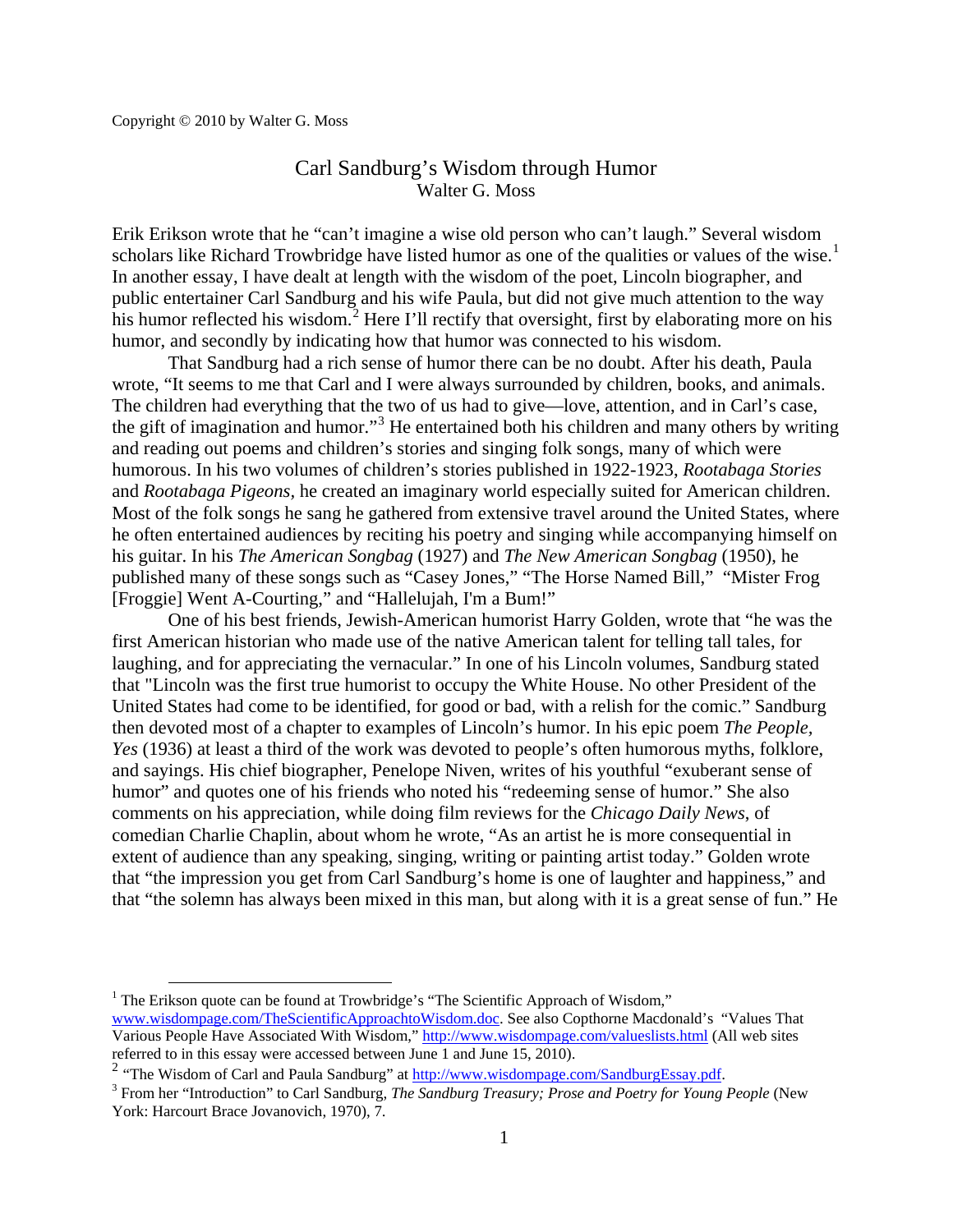Copyright © 2010 by Walter G. Moss

# Carl Sandburg's Wisdom through Humor

Walter G. Moss

Erik Erikson wrote that he "can't imagine a wise old person who can't laugh." Several wisdom scholars like Richard Trowbridge have listed humor as one of the qualities or values of the wise.[1] In another essay, I have dealt at length with the wisdom of the poet, Lincoln biographer, and public entertainer Carl Sandburg and his wife Paula, but did not give much attention to the way his humor reflected his wisdom.[2] Here I'll rectify that oversight, first by elaborating more on his humor, and secondly by indicating how that humor was connected to his wisdom.

That Sandburg had a rich sense of humor there can be no doubt. After his death, Paula wrote, "It seems to me that Carl and I were always surrounded by children, books, and animals. The children had everything that the two of us had to give—love, attention, and in Carl's case, the gift of imagination and humor."[3] He entertained both his children and many others by writing and reading out poems and children's stories and singing folk songs, many of which were humorous. In his two volumes of children's stories published in 1922-1923, *Rootabaga Stories* and *Rootabaga Pigeons*, he created an imaginary world especially suited for American children. Most of the folk songs he sang he gathered from extensive travel around the United States, where he often entertained audiences by reciting his poetry and singing while accompanying himself on his guitar. In his *The American Songbag* (1927) and *The New American Songbag* (1950), he published many of these songs such as "Casey Jones," "The Horse Named Bill," "Mister Frog [Froggie] Went A-Courting," and "Hallelujah, I'm a Bum!"

One of his best friends, Jewish-American humorist Harry Golden, wrote that "he was the first American historian who made use of the native American talent for telling tall tales, for laughing, and for appreciating the vernacular." In one of his Lincoln volumes, Sandburg stated that "Lincoln was the first true humorist to occupy the White House. No other President of the United States had come to be identified, for good or bad, with a relish for the comic." Sandburg then devoted most of a chapter to examples of Lincoln's humor. In his epic poem *The People, Yes* (1936) at least a third of the work was devoted to people's often humorous myths, folklore, and sayings. His chief biographer, Penelope Niven, writes of his youthful "exuberant sense of humor" and quotes one of his friends who noted his "redeeming sense of humor." She also comments on his appreciation, while doing film reviews for the *Chicago Daily News*, of comedian Charlie Chaplin, about whom he wrote, "As an artist he is more consequential in extent of audience than any speaking, singing, writing or painting artist today." Golden wrote that "the impression you get from Carl Sandburg's home is one of laughter and happiness," and that "the solemn has always been mixed in this man, but along with it is a great sense of fun." He

---

[1] The Erikson quote can be found at Trowbridge's "The Scientific Approach of Wisdom," www.wisdompage.com/TheScientificApproachtoWisdom.doc. See also Copthorne Macdonald's "Values That Various People Have Associated With Wisdom," http://www.wisdompage.com/valueslists.html (All web sites referred to in this essay were accessed between June 1 and June 15, 2010).

[2] "The Wisdom of Carl and Paula Sandburg" at http://www.wisdompage.com/SandburgEssay.pdf.

[3] From her "Introduction" to Carl Sandburg, *The Sandburg Treasury; Prose and Poetry for Young People* (New York: Harcourt Brace Jovanovich, 1970), 7.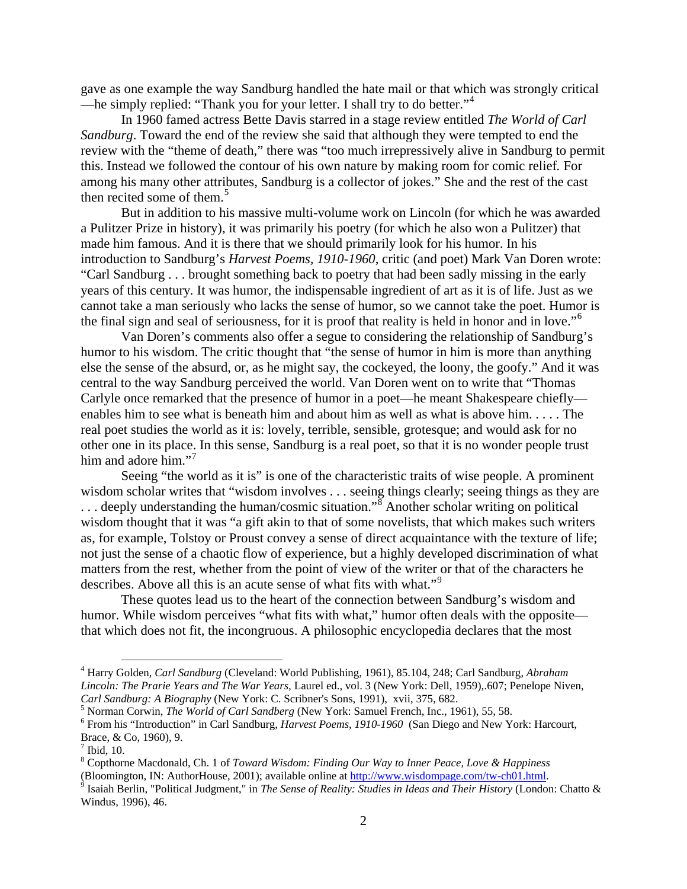gave as one example the way Sandburg handled the hate mail or that which was strongly critical —he simply replied: "Thank you for your letter. I shall try to do better."[4]

In 1960 famed actress Bette Davis starred in a stage review entitled *The World of Carl Sandburg*. Toward the end of the review she said that although they were tempted to end the review with the "theme of death," there was "too much irrepressively alive in Sandburg to permit this. Instead we followed the contour of his own nature by making room for comic relief. For among his many other attributes, Sandburg is a collector of jokes." She and the rest of the cast then recited some of them.[5]

But in addition to his massive multi-volume work on Lincoln (for which he was awarded a Pulitzer Prize in history), it was primarily his poetry (for which he also won a Pulitzer) that made him famous. And it is there that we should primarily look for his humor. In his introduction to Sandburg's *Harvest Poems, 1910-1960*, critic (and poet) Mark Van Doren wrote: "Carl Sandburg . . . brought something back to poetry that had been sadly missing in the early years of this century. It was humor, the indispensable ingredient of art as it is of life. Just as we cannot take a man seriously who lacks the sense of humor, so we cannot take the poet. Humor is the final sign and seal of seriousness, for it is proof that reality is held in honor and in love."[6]

Van Doren's comments also offer a segue to considering the relationship of Sandburg's humor to his wisdom. The critic thought that "the sense of humor in him is more than anything else the sense of the absurd, or, as he might say, the cockeyed, the loony, the goofy." And it was central to the way Sandburg perceived the world. Van Doren went on to write that "Thomas Carlyle once remarked that the presence of humor in a poet—he meant Shakespeare chiefly—enables him to see what is beneath him and about him as well as what is above him. . . . . The real poet studies the world as it is: lovely, terrible, sensible, grotesque; and would ask for no other one in its place. In this sense, Sandburg is a real poet, so that it is no wonder people trust him and adore him."[7]

Seeing "the world as it is" is one of the characteristic traits of wise people. A prominent wisdom scholar writes that "wisdom involves . . . seeing things clearly; seeing things as they are . . . deeply understanding the human/cosmic situation."[8] Another scholar writing on political wisdom thought that it was "a gift akin to that of some novelists, that which makes such writers as, for example, Tolstoy or Proust convey a sense of direct acquaintance with the texture of life; not just the sense of a chaotic flow of experience, but a highly developed discrimination of what matters from the rest, whether from the point of view of the writer or that of the characters he describes. Above all this is an acute sense of what fits with what."[9]

These quotes lead us to the heart of the connection between Sandburg's wisdom and humor. While wisdom perceives "what fits with what," humor often deals with the opposite—that which does not fit, the incongruous. A philosophic encyclopedia declares that the most

---

[4] Harry Golden, *Carl Sandburg* (Cleveland: World Publishing, 1961), 85.104, 248; Carl Sandburg, *Abraham Lincoln: The Prarie Years and The War Years*, Laurel ed., vol. 3 (New York: Dell, 1959),.607; Penelope Niven, *Carl Sandburg: A Biography* (New York: C. Scribner's Sons, 1991), xvii, 375, 682.

[5] Norman Corwin, *The World of Carl Sandberg* (New York: Samuel French, Inc., 1961), 55, 58.

[6] From his "Introduction" in Carl Sandburg, *Harvest Poems, 1910-1960* (San Diego and New York: Harcourt, Brace, & Co, 1960), 9.

[7] Ibid, 10.

[8] Copthorne Macdonald, Ch. 1 of *Toward Wisdom: Finding Our Way to Inner Peace, Love & Happiness* (Bloomington, IN: AuthorHouse, 2001); available online at http://www.wisdompage.com/tw-ch01.html.

[9] Isaiah Berlin, "Political Judgment," in *The Sense of Reality: Studies in Ideas and Their History* (London: Chatto & Windus, 1996), 46.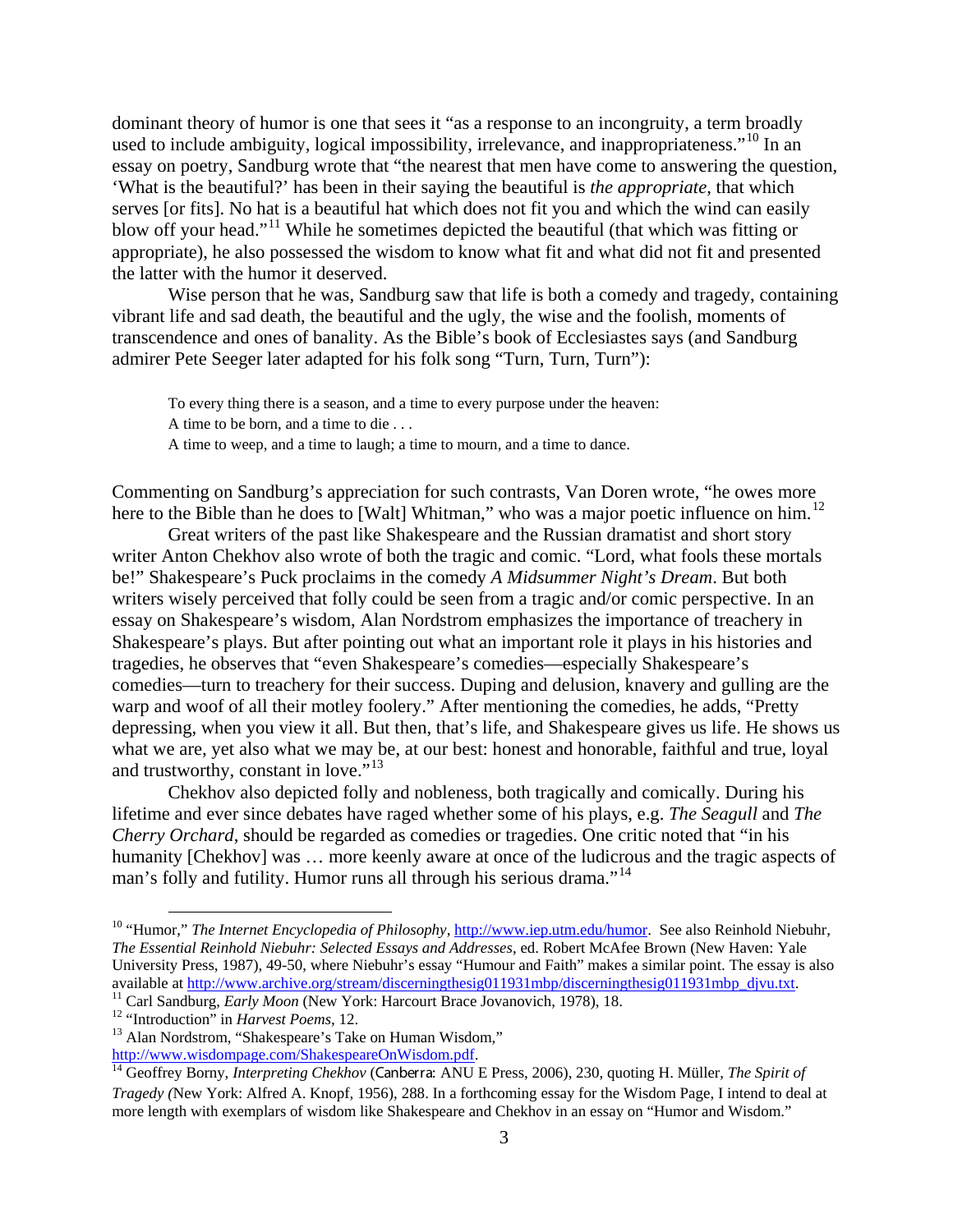dominant theory of humor is one that sees it "as a response to an incongruity, a term broadly used to include ambiguity, logical impossibility, irrelevance, and inappropriateness."[10] In an essay on poetry, Sandburg wrote that "the nearest that men have come to answering the question, 'What is the beautiful?' has been in their saying the beautiful is *the appropriate*, that which serves [or fits]. No hat is a beautiful hat which does not fit you and which the wind can easily blow off your head."[11] While he sometimes depicted the beautiful (that which was fitting or appropriate), he also possessed the wisdom to know what fit and what did not fit and presented the latter with the humor it deserved.

Wise person that he was, Sandburg saw that life is both a comedy and tragedy, containing vibrant life and sad death, the beautiful and the ugly, the wise and the foolish, moments of transcendence and ones of banality. As the Bible's book of Ecclesiastes says (and Sandburg admirer Pete Seeger later adapted for his folk song "Turn, Turn, Turn"):

> To every thing there is a season, and a time to every purpose under the heaven:
> A time to be born, and a time to die . . .
> A time to weep, and a time to laugh; a time to mourn, and a time to dance.

Commenting on Sandburg's appreciation for such contrasts, Van Doren wrote, "he owes more here to the Bible than he does to [Walt] Whitman," who was a major poetic influence on him.[12]

Great writers of the past like Shakespeare and the Russian dramatist and short story writer Anton Chekhov also wrote of both the tragic and comic. "Lord, what fools these mortals be!" Shakespeare's Puck proclaims in the comedy *A Midsummer Night's Dream*. But both writers wisely perceived that folly could be seen from a tragic and/or comic perspective. In an essay on Shakespeare's wisdom, Alan Nordstrom emphasizes the importance of treachery in Shakespeare's plays. But after pointing out what an important role it plays in his histories and tragedies, he observes that "even Shakespeare's comedies—especially Shakespeare's comedies—turn to treachery for their success. Duping and delusion, knavery and gulling are the warp and woof of all their motley foolery." After mentioning the comedies, he adds, "Pretty depressing, when you view it all. But then, that's life, and Shakespeare gives us life. He shows us what we are, yet also what we may be, at our best: honest and honorable, faithful and true, loyal and trustworthy, constant in love."[13]

Chekhov also depicted folly and nobleness, both tragically and comically. During his lifetime and ever since debates have raged whether some of his plays, e.g. *The Seagull* and *The Cherry Orchard*, should be regarded as comedies or tragedies. One critic noted that "in his humanity [Chekhov] was … more keenly aware at once of the ludicrous and the tragic aspects of man's folly and futility. Humor runs all through his serious drama."[14]

---

[10] "Humor," *The Internet Encyclopedia of Philosophy*, http://www.iep.utm.edu/humor. See also Reinhold Niebuhr, *The Essential Reinhold Niebuhr: Selected Essays and Addresses*, ed. Robert McAfee Brown (New Haven: Yale University Press, 1987), 49-50, where Niebuhr's essay "Humour and Faith" makes a similar point. The essay is also available at http://www.archive.org/stream/discerningthesig011931mbp/discerningthesig011931mbp_djvu.txt.

[11] Carl Sandburg, *Early Moon* (New York: Harcourt Brace Jovanovich, 1978), 18.

[12] "Introduction" in *Harvest Poems*, 12.

[13] Alan Nordstrom, "Shakespeare's Take on Human Wisdom," http://www.wisdompage.com/ShakespeareOnWisdom.pdf.

[14] Geoffrey Borny, *Interpreting Chekhov* (Canberra: ANU E Press, 2006), 230, quoting H. Müller, *The Spirit of Tragedy* (New York: Alfred A. Knopf, 1956), 288. In a forthcoming essay for the Wisdom Page, I intend to deal at more length with exemplars of wisdom like Shakespeare and Chekhov in an essay on "Humor and Wisdom."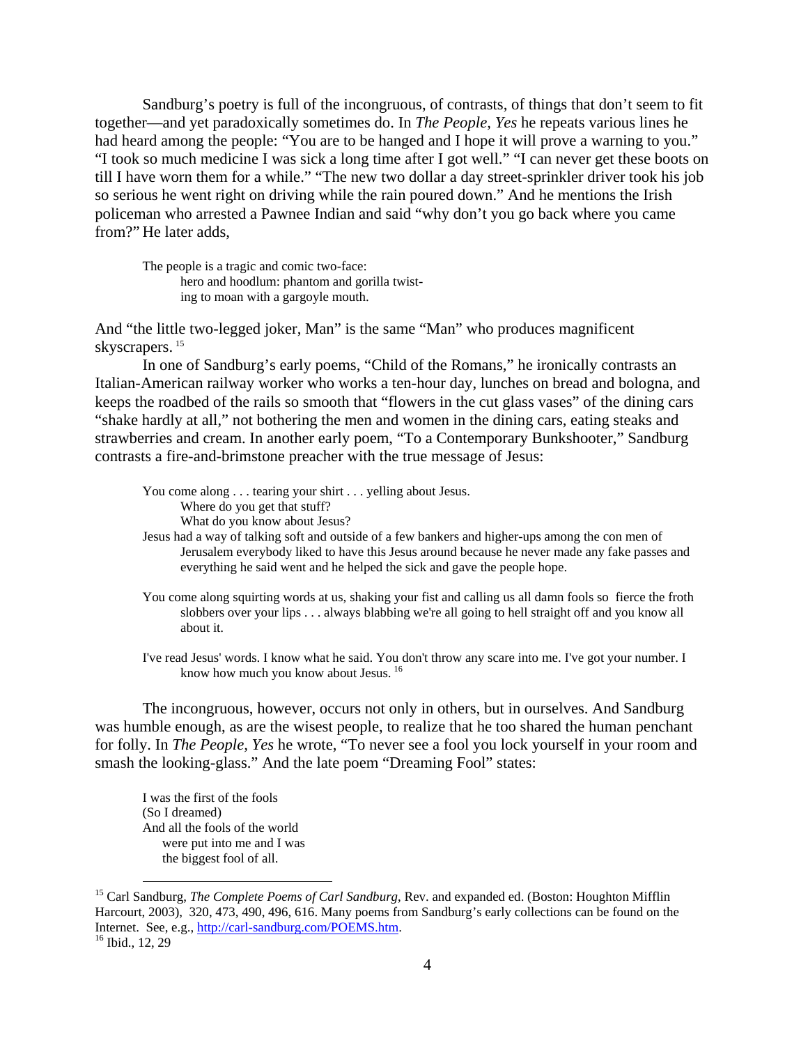Sandburg's poetry is full of the incongruous, of contrasts, of things that don't seem to fit together—and yet paradoxically sometimes do. In *The People, Yes* he repeats various lines he had heard among the people: "You are to be hanged and I hope it will prove a warning to you." "I took so much medicine I was sick a long time after I got well." "I can never get these boots on till I have worn them for a while." "The new two dollar a day street-sprinkler driver took his job so serious he went right on driving while the rain poured down." And he mentions the Irish policeman who arrested a Pawnee Indian and said "why don't you go back where you came from?" He later adds,

> The people is a tragic and comic two-face:
> hero and hoodlum: phantom and gorilla twist-
> ing to moan with a gargoyle mouth.

And "the little two-legged joker, Man" is the same "Man" who produces magnificent skyscrapers. [15]

In one of Sandburg's early poems, "Child of the Romans," he ironically contrasts an Italian-American railway worker who works a ten-hour day, lunches on bread and bologna, and keeps the roadbed of the rails so smooth that "flowers in the cut glass vases" of the dining cars "shake hardly at all," not bothering the men and women in the dining cars, eating steaks and strawberries and cream. In another early poem, "To a Contemporary Bunkshooter," Sandburg contrasts a fire-and-brimstone preacher with the true message of Jesus:

> You come along . . . tearing your shirt . . . yelling about Jesus.
> Where do you get that stuff?
> What do you know about Jesus?
> Jesus had a way of talking soft and outside of a few bankers and higher-ups among the con men of Jerusalem everybody liked to have this Jesus around because he never made any fake passes and everything he said went and he helped the sick and gave the people hope.
>
> You come along squirting words at us, shaking your fist and calling us all damn fools so fierce the froth slobbers over your lips . . . always blabbing we're all going to hell straight off and you know all about it.
>
> I've read Jesus' words. I know what he said. You don't throw any scare into me. I've got your number. I know how much you know about Jesus. [16]

The incongruous, however, occurs not only in others, but in ourselves. And Sandburg was humble enough, as are the wisest people, to realize that he too shared the human penchant for folly. In *The People, Yes* he wrote, "To never see a fool you lock yourself in your room and smash the looking-glass." And the late poem "Dreaming Fool" states:

> I was the first of the fools
> (So I dreamed)
> And all the fools of the world
> were put into me and I was
> the biggest fool of all.

---

[15] Carl Sandburg, *The Complete Poems of Carl Sandburg*, Rev. and expanded ed. (Boston: Houghton Mifflin Harcourt, 2003), 320, 473, 490, 496, 616. Many poems from Sandburg's early collections can be found on the Internet. See, e.g., http://carl-sandburg.com/POEMS.htm.

[16] Ibid., 12, 29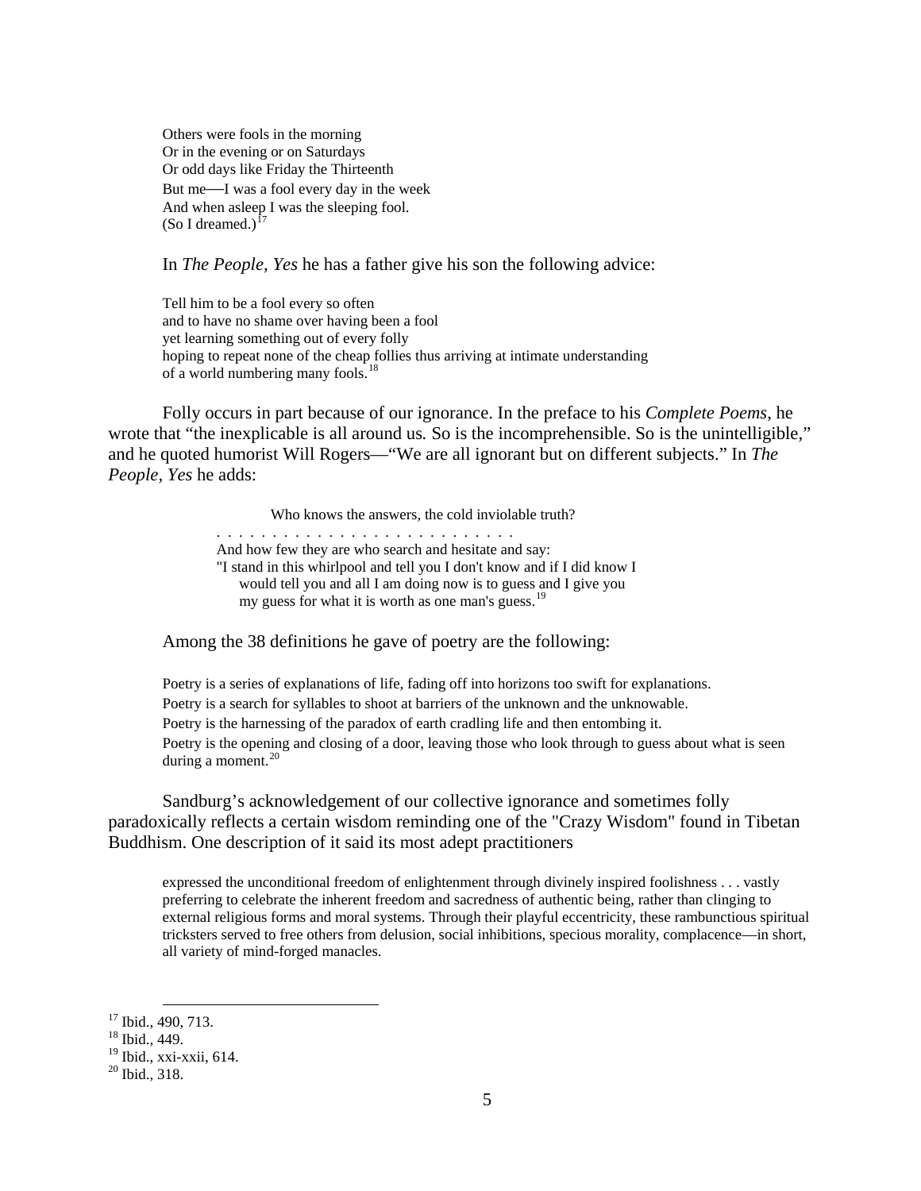> Others were fools in the morning
> Or in the evening or on Saturdays
> Or odd days like Friday the Thirteenth
> But me—I was a fool every day in the week
> And when asleep I was the sleeping fool.
> (So I dreamed.)[17]

In *The People, Yes* he has a father give his son the following advice:

> Tell him to be a fool every so often
> and to have no shame over having been a fool
> yet learning something out of every folly
> hoping to repeat none of the cheap follies thus arriving at intimate understanding
> of a world numbering many fools.[18]

Folly occurs in part because of our ignorance. In the preface to his *Complete Poems*, he wrote that "the inexplicable is all around us. So is the incomprehensible. So is the unintelligible," and he quoted humorist Will Rogers—"We are all ignorant but on different subjects." In *The People, Yes* he adds:

> Who knows the answers, the cold inviolable truth?
>
> . . . . . . . . . . . . . . . . . . . . . . . . . .
>
> And how few they are who search and hesitate and say:
> "I stand in this whirlpool and tell you I don't know and if I did know I
> would tell you and all I am doing now is to guess and I give you
> my guess for what it is worth as one man's guess.[19]

Among the 38 definitions he gave of poetry are the following:

> Poetry is a series of explanations of life, fading off into horizons too swift for explanations.
>
> Poetry is a search for syllables to shoot at barriers of the unknown and the unknowable.
>
> Poetry is the harnessing of the paradox of earth cradling life and then entombing it.
>
> Poetry is the opening and closing of a door, leaving those who look through to guess about what is seen during a moment.[20]

Sandburg's acknowledgement of our collective ignorance and sometimes folly paradoxically reflects a certain wisdom reminding one of the "Crazy Wisdom" found in Tibetan Buddhism. One description of it said its most adept practitioners

> expressed the unconditional freedom of enlightenment through divinely inspired foolishness . . . vastly preferring to celebrate the inherent freedom and sacredness of authentic being, rather than clinging to external religious forms and moral systems. Through their playful eccentricity, these rambunctious spiritual tricksters served to free others from delusion, social inhibitions, specious morality, complacence—in short, all variety of mind-forged manacles.

---

[17] Ibid., 490, 713.
[18] Ibid., 449.
[19] Ibid., xxi-xxii, 614.
[20] Ibid., 318.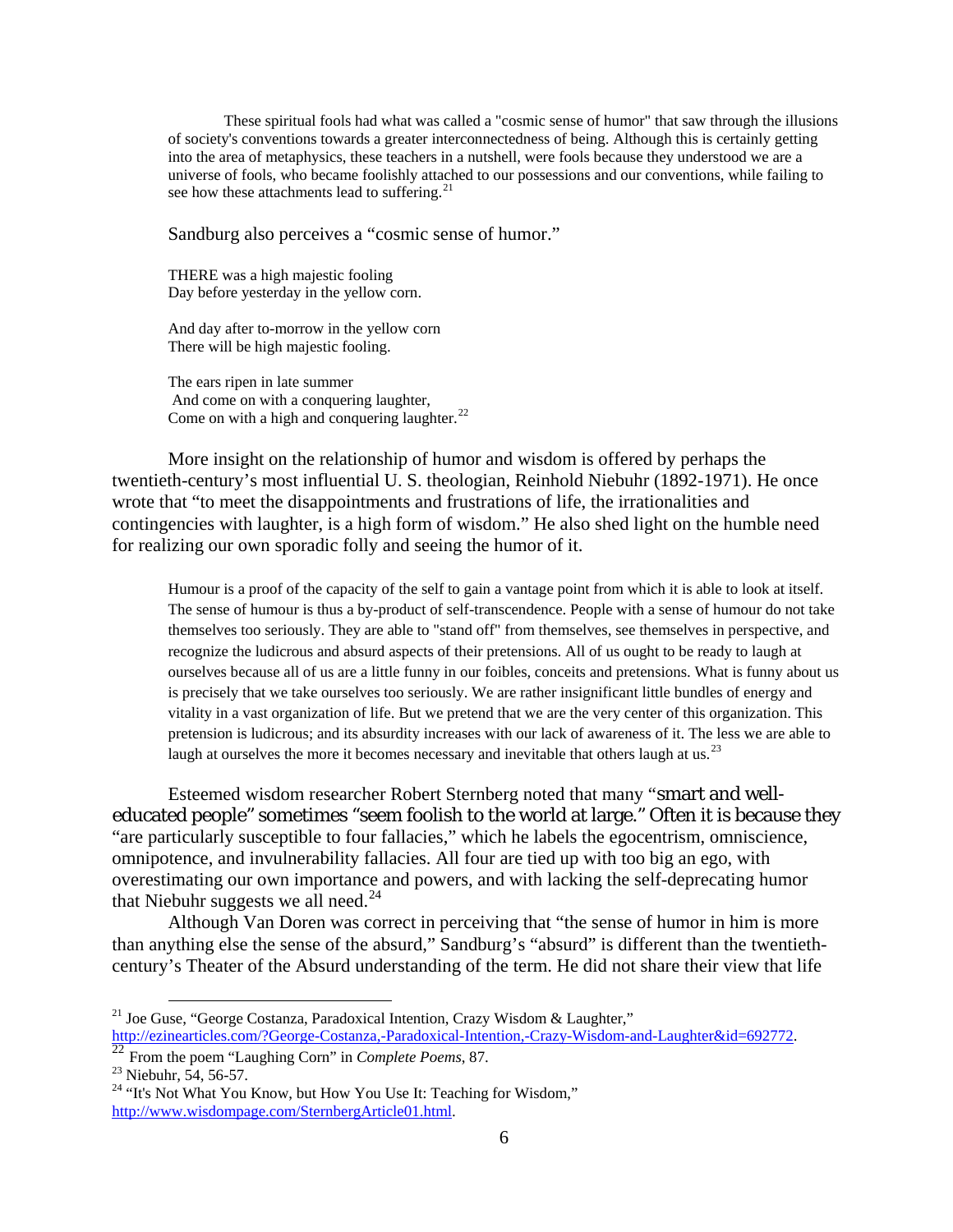> These spiritual fools had what was called a "cosmic sense of humor" that saw through the illusions of society's conventions towards a greater interconnectedness of being. Although this is certainly getting into the area of metaphysics, these teachers in a nutshell, were fools because they understood we are a universe of fools, who became foolishly attached to our possessions and our conventions, while failing to see how these attachments lead to suffering.[21]

Sandburg also perceives a "cosmic sense of humor."

> THERE was a high majestic fooling
> Day before yesterday in the yellow corn.
>
> And day after to-morrow in the yellow corn
> There will be high majestic fooling.
>
> The ears ripen in late summer
> And come on with a conquering laughter,
> Come on with a high and conquering laughter.[22]

More insight on the relationship of humor and wisdom is offered by perhaps the twentieth-century's most influential U. S. theologian, Reinhold Niebuhr (1892-1971). He once wrote that "to meet the disappointments and frustrations of life, the irrationalities and contingencies with laughter, is a high form of wisdom." He also shed light on the humble need for realizing our own sporadic folly and seeing the humor of it.

> Humour is a proof of the capacity of the self to gain a vantage point from which it is able to look at itself. The sense of humour is thus a by-product of self-transcendence. People with a sense of humour do not take themselves too seriously. They are able to "stand off" from themselves, see themselves in perspective, and recognize the ludicrous and absurd aspects of their pretensions. All of us ought to be ready to laugh at ourselves because all of us are a little funny in our foibles, conceits and pretensions. What is funny about us is precisely that we take ourselves too seriously. We are rather insignificant little bundles of energy and vitality in a vast organization of life. But we pretend that we are the very center of this organization. This pretension is ludicrous; and its absurdity increases with our lack of awareness of it. The less we are able to laugh at ourselves the more it becomes necessary and inevitable that others laugh at us.[23]

Esteemed wisdom researcher Robert Sternberg noted that many "smart and well-educated people" sometimes "seem foolish to the world at large." Often it is because they "are particularly susceptible to four fallacies," which he labels the egocentrism, omniscience, omnipotence, and invulnerability fallacies. All four are tied up with too big an ego, with overestimating our own importance and powers, and with lacking the self-deprecating humor that Niebuhr suggests we all need.[24]

Although Van Doren was correct in perceiving that "the sense of humor in him is more than anything else the sense of the absurd," Sandburg's "absurd" is different than the twentieth-century's Theater of the Absurd understanding of the term. He did not share their view that life

---

[21] Joe Guse, "George Costanza, Paradoxical Intention, Crazy Wisdom & Laughter," http://ezinearticles.com/?George-Costanza,-Paradoxical-Intention,-Crazy-Wisdom-and-Laughter&id=692772.

[22] From the poem "Laughing Corn" in *Complete Poems,* 87.

[23] Niebuhr, 54, 56-57.

[24] "It's Not What You Know, but How You Use It: Teaching for Wisdom," http://www.wisdompage.com/SternbergArticle01.html.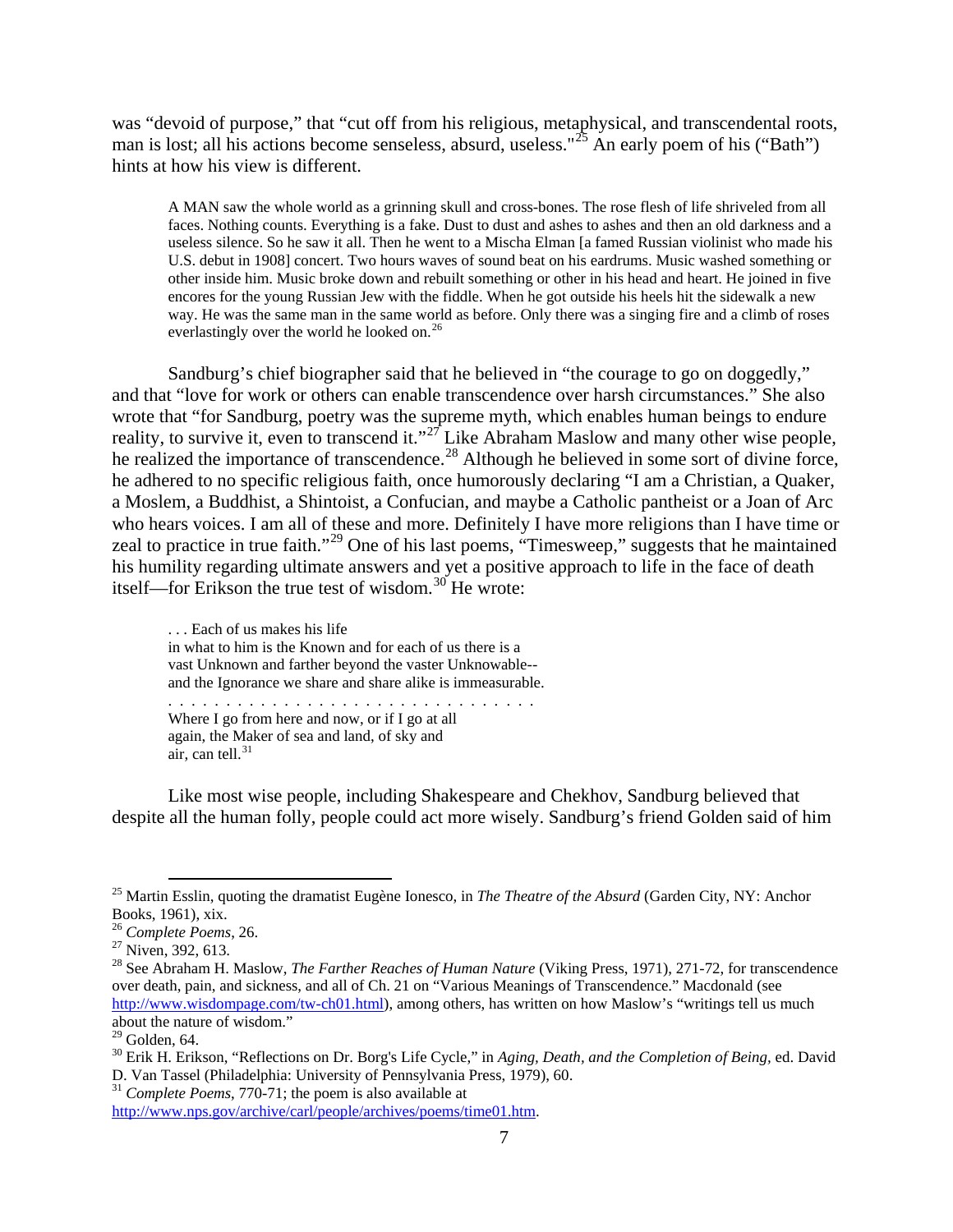was "devoid of purpose," that "cut off from his religious, metaphysical, and transcendental roots, man is lost; all his actions become senseless, absurd, useless."[25] An early poem of his ("Bath") hints at how his view is different.

> A MAN saw the whole world as a grinning skull and cross-bones. The rose flesh of life shriveled from all faces. Nothing counts. Everything is a fake. Dust to dust and ashes to ashes and then an old darkness and a useless silence. So he saw it all. Then he went to a Mischa Elman [a famed Russian violinist who made his U.S. debut in 1908] concert. Two hours waves of sound beat on his eardrums. Music washed something or other inside him. Music broke down and rebuilt something or other in his head and heart. He joined in five encores for the young Russian Jew with the fiddle. When he got outside his heels hit the sidewalk a new way. He was the same man in the same world as before. Only there was a singing fire and a climb of roses everlastingly over the world he looked on.[26]

Sandburg's chief biographer said that he believed in "the courage to go on doggedly," and that "love for work or others can enable transcendence over harsh circumstances." She also wrote that "for Sandburg, poetry was the supreme myth, which enables human beings to endure reality, to survive it, even to transcend it."[27] Like Abraham Maslow and many other wise people, he realized the importance of transcendence.[28] Although he believed in some sort of divine force, he adhered to no specific religious faith, once humorously declaring "I am a Christian, a Quaker, a Moslem, a Buddhist, a Shintoist, a Confucian, and maybe a Catholic pantheist or a Joan of Arc who hears voices. I am all of these and more. Definitely I have more religions than I have time or zeal to practice in true faith."[29] One of his last poems, "Timesweep," suggests that he maintained his humility regarding ultimate answers and yet a positive approach to life in the face of death itself—for Erikson the true test of wisdom.[30] He wrote:

> . . . Each of us makes his life
> in what to him is the Known and for each of us there is a
> vast Unknown and farther beyond the vaster Unknowable--
> and the Ignorance we share and share alike is immeasurable.
> . . . . . . . . . . . . . . . . . . . . . . . . . . . . . . .
> Where I go from here and now, or if I go at all
> again, the Maker of sea and land, of sky and
> air, can tell.[31]

Like most wise people, including Shakespeare and Chekhov, Sandburg believed that despite all the human folly, people could act more wisely. Sandburg's friend Golden said of him

---

[25] Martin Esslin, quoting the dramatist Eugène Ionesco, in *The Theatre of the Absurd* (Garden City, NY: Anchor Books, 1961), xix.

[26] *Complete Poems*, 26.

[27] Niven, 392, 613.

[28] See Abraham H. Maslow, *The Farther Reaches of Human Nature* (Viking Press, 1971), 271-72, for transcendence over death, pain, and sickness, and all of Ch. 21 on "Various Meanings of Transcendence." Macdonald (see http://www.wisdompage.com/tw-ch01.html), among others, has written on how Maslow's "writings tell us much about the nature of wisdom."

[29] Golden, 64.

[30] Erik H. Erikson, "Reflections on Dr. Borg's Life Cycle," in *Aging, Death, and the Completion of Being*, ed. David D. Van Tassel (Philadelphia: University of Pennsylvania Press, 1979), 60.

[31] *Complete Poems*, 770-71; the poem is also available at http://www.nps.gov/archive/carl/people/archives/poems/time01.htm.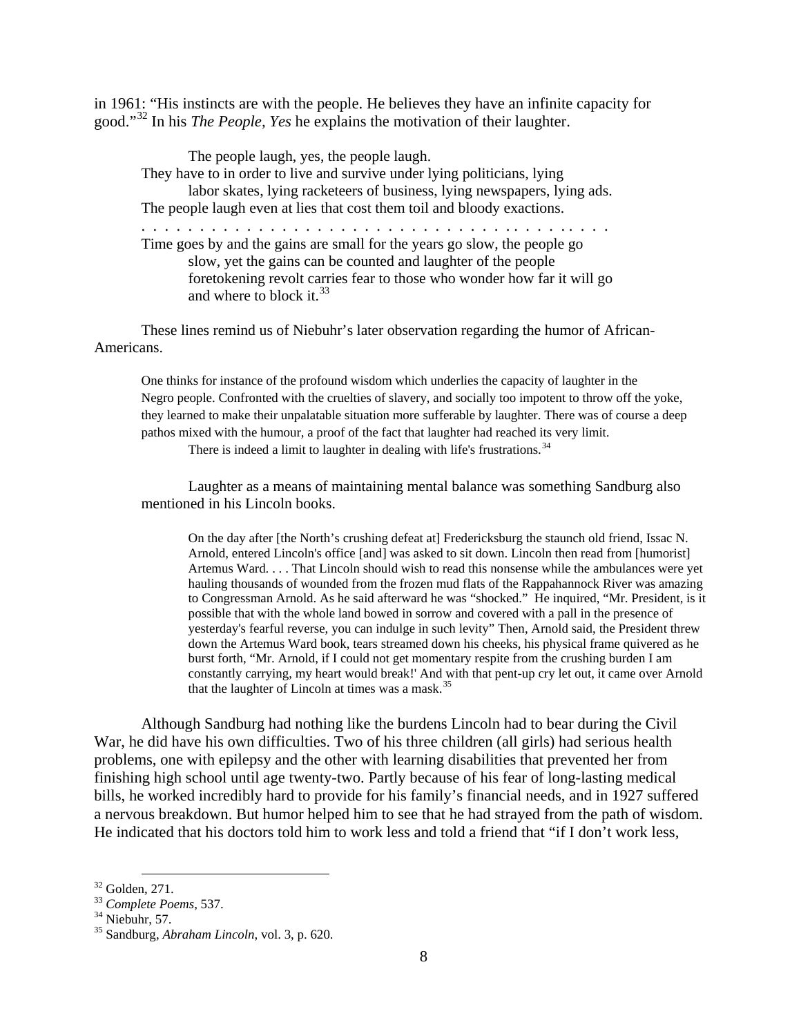in 1961: "His instincts are with the people. He believes they have an infinite capacity for good."[32] In his *The People, Yes* he explains the motivation of their laughter.

> The people laugh, yes, the people laugh.
> They have to in order to live and survive under lying politicians, lying
> labor skates, lying racketeers of business, lying newspapers, lying ads.
> The people laugh even at lies that cost them toil and bloody exactions.
> . . . . . . . . . . . . . . . . . . . . . . . . . . . . . . . . . . . . . . . . .
> Time goes by and the gains are small for the years go slow, the people go
> slow, yet the gains can be counted and laughter of the people
> foretokening revolt carries fear to those who wonder how far it will go
> and where to block it.[33]

These lines remind us of Niebuhr's later observation regarding the humor of African-Americans.

> One thinks for instance of the profound wisdom which underlies the capacity of laughter in the Negro people. Confronted with the cruelties of slavery, and socially too impotent to throw off the yoke, they learned to make their unpalatable situation more sufferable by laughter. There was of course a deep pathos mixed with the humour, a proof of the fact that laughter had reached its very limit.
>
> There is indeed a limit to laughter in dealing with life's frustrations.[34]

Laughter as a means of maintaining mental balance was something Sandburg also mentioned in his Lincoln books.

> On the day after [the North's crushing defeat at] Fredericksburg the staunch old friend, Issac N. Arnold, entered Lincoln's office [and] was asked to sit down. Lincoln then read from [humorist] Artemus Ward. . . . That Lincoln should wish to read this nonsense while the ambulances were yet hauling thousands of wounded from the frozen mud flats of the Rappahannock River was amazing to Congressman Arnold. As he said afterward he was "shocked." He inquired, "Mr. President, is it possible that with the whole land bowed in sorrow and covered with a pall in the presence of yesterday's fearful reverse, you can indulge in such levity" Then, Arnold said, the President threw down the Artemus Ward book, tears streamed down his cheeks, his physical frame quivered as he burst forth, "Mr. Arnold, if I could not get momentary respite from the crushing burden I am constantly carrying, my heart would break!' And with that pent-up cry let out, it came over Arnold that the laughter of Lincoln at times was a mask.[35]

Although Sandburg had nothing like the burdens Lincoln had to bear during the Civil War, he did have his own difficulties. Two of his three children (all girls) had serious health problems, one with epilepsy and the other with learning disabilities that prevented her from finishing high school until age twenty-two. Partly because of his fear of long-lasting medical bills, he worked incredibly hard to provide for his family's financial needs, and in 1927 suffered a nervous breakdown. But humor helped him to see that he had strayed from the path of wisdom. He indicated that his doctors told him to work less and told a friend that "if I don't work less,

---

[32] Golden, 271.

[33] *Complete Poems*, 537.

[34] Niebuhr, 57.

[35] Sandburg, *Abraham Lincoln*, vol. 3, p. 620.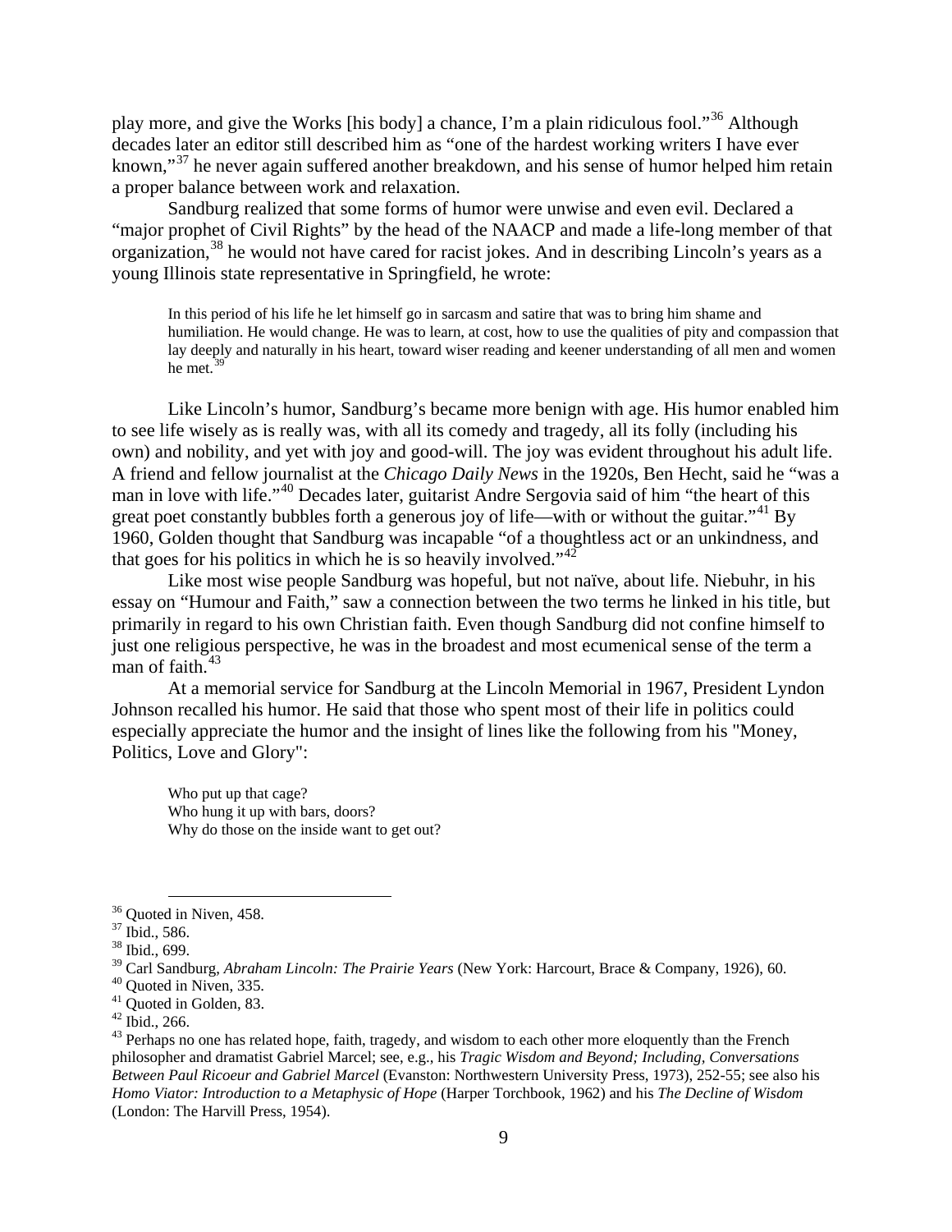play more, and give the Works [his body] a chance, I'm a plain ridiculous fool."[36] Although decades later an editor still described him as "one of the hardest working writers I have ever known,"[37] he never again suffered another breakdown, and his sense of humor helped him retain a proper balance between work and relaxation.

Sandburg realized that some forms of humor were unwise and even evil. Declared a "major prophet of Civil Rights" by the head of the NAACP and made a life-long member of that organization,[38] he would not have cared for racist jokes. And in describing Lincoln's years as a young Illinois state representative in Springfield, he wrote:

> In this period of his life he let himself go in sarcasm and satire that was to bring him shame and humiliation. He would change. He was to learn, at cost, how to use the qualities of pity and compassion that lay deeply and naturally in his heart, toward wiser reading and keener understanding of all men and women he met.[39]

Like Lincoln's humor, Sandburg's became more benign with age. His humor enabled him to see life wisely as is really was, with all its comedy and tragedy, all its folly (including his own) and nobility, and yet with joy and good-will. The joy was evident throughout his adult life. A friend and fellow journalist at the *Chicago Daily News* in the 1920s, Ben Hecht, said he "was a man in love with life."[40] Decades later, guitarist Andre Sergovia said of him "the heart of this great poet constantly bubbles forth a generous joy of life—with or without the guitar."[41] By 1960, Golden thought that Sandburg was incapable "of a thoughtless act or an unkindness, and that goes for his politics in which he is so heavily involved."[42]

Like most wise people Sandburg was hopeful, but not naïve, about life. Niebuhr, in his essay on "Humour and Faith," saw a connection between the two terms he linked in his title, but primarily in regard to his own Christian faith. Even though Sandburg did not confine himself to just one religious perspective, he was in the broadest and most ecumenical sense of the term a man of faith.[43]

At a memorial service for Sandburg at the Lincoln Memorial in 1967, President Lyndon Johnson recalled his humor. He said that those who spent most of their life in politics could especially appreciate the humor and the insight of lines like the following from his "Money, Politics, Love and Glory":

> Who put up that cage?
> Who hung it up with bars, doors?
> Why do those on the inside want to get out?

---

[36] Quoted in Niven, 458.
[37] Ibid., 586.
[38] Ibid., 699.
[39] Carl Sandburg, *Abraham Lincoln: The Prairie Years* (New York: Harcourt, Brace & Company, 1926), 60.
[40] Quoted in Niven, 335.
[41] Quoted in Golden, 83.
[42] Ibid., 266.
[43] Perhaps no one has related hope, faith, tragedy, and wisdom to each other more eloquently than the French philosopher and dramatist Gabriel Marcel; see, e.g., his *Tragic Wisdom and Beyond; Including, Conversations Between Paul Ricoeur and Gabriel Marcel* (Evanston: Northwestern University Press, 1973), 252-55; see also his *Homo Viator: Introduction to a Metaphysic of Hope* (Harper Torchbook, 1962) and his *The Decline of Wisdom* (London: The Harvill Press, 1954).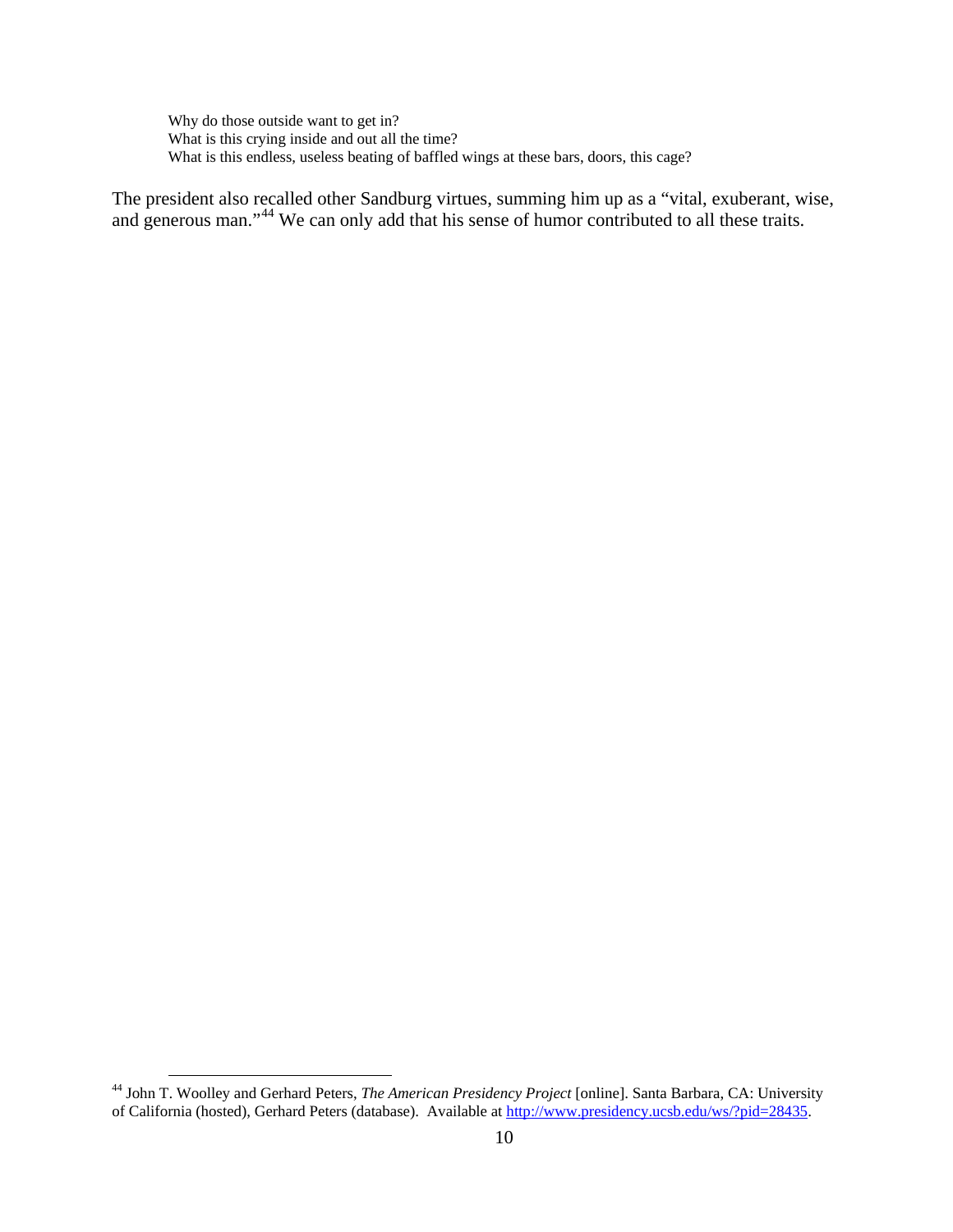> Why do those outside want to get in?
> What is this crying inside and out all the time?
> What is this endless, useless beating of baffled wings at these bars, doors, this cage?

The president also recalled other Sandburg virtues, summing him up as a "vital, exuberant, wise, and generous man."[44] We can only add that his sense of humor contributed to all these traits.

---

[44] John T. Woolley and Gerhard Peters, *The American Presidency Project* [online]. Santa Barbara, CA: University of California (hosted), Gerhard Peters (database). Available at http://www.presidency.ucsb.edu/ws/?pid=28435.